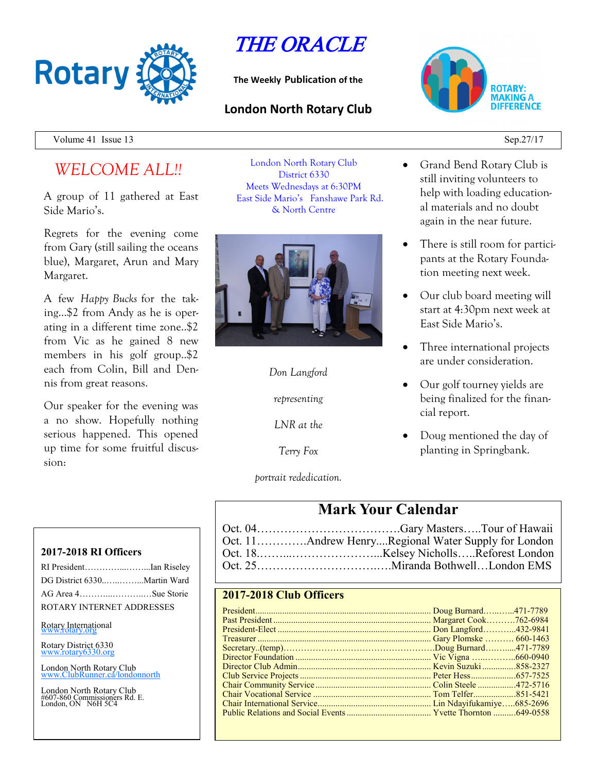# THE ORACLE

The Weekly Publication of the

## London North Rotary Club

Volume 41 Issue 13 | Sep.27/17

## WELCOME ALL!!

A group of 11 gathered at East Side Mario's.

Regrets for the evening come from Gary (still sailing the oceans blue), Margaret, Arun and Mary Margaret.

A few *Happy Bucks* for the taking...$2 from Andy as he is operating in a different time zone..$2 from Vic as he gained 8 new members in his golf group..$2 each from Colin, Bill and Dennis from great reasons.

Our speaker for the evening was a no show. Hopefully nothing serious happened. This opened up time for some fruitful discussion:

London North Rotary Club
District 6330
Meets Wednesdays at 6:30PM
East Side Mario's Fanshawe Park Rd. & North Centre

*Don Langford representing LNR at the Terry Fox portrait rededication.*

- Grand Bend Rotary Club is still inviting volunteers to help with loading educational materials and no doubt again in the near future.
- There is still room for participants at the Rotary Foundation meeting next week.
- Our club board meeting will start at 4:30pm next week at East Side Mario's.
- Three international projects are under consideration.
- Our golf tourney yields are being finalized for the financial report.
- Doug mentioned the day of planting in Springbank.

## Mark Your Calendar

Oct. 04……………………………….Gary Masters…..Tour of Hawaii
Oct. 11………….Andrew Henry....Regional Water Supply for London
Oct. 18……...…………………...Kelsey Nicholls…..Reforest London
Oct. 25…………………………..….Miranda Bothwell…London EMS

### 2017-2018 RI Officers

RI President…………...……...Ian Riseley
DG District 6330..…..……...Martin Ward
AG Area 4………...………..…Sue Storie

ROTARY INTERNET ADDRESSES

Rotary International
www.rotary.org

Rotary District 6330
www.rotary6330.org

London North Rotary Club
www.ClubRunner.ca/londonnorth

London North Rotary Club
#607-860 Commissioners Rd. E.
London, ON N6H 5C4

### 2017-2018 Club Officers

| Position | Name | Phone |
|---|---|---|
| President | Doug Burnard | 471-7789 |
| Past President | Margaret Cook | 762-6984 |
| President-Elect | Don Langford | 432-9841 |
| Treasurer | Gary Plomske | 660-1463 |
| Secretary..(temp) | Doug Burnard | 471-7789 |
| Director Foundation | Vic Vigna | 660-0940 |
| Director Club Admin | Kevin Suzuki | 858-2327 |
| Club Service Projects | Peter Hess | 657-7525 |
| Chair Community Service | Colin Steele | 472-5716 |
| Chair Vocational Service | Tom Telfer | 851-5421 |
| Chair International Service | Lin Ndayifukamiye | 685-2696 |
| Public Relations and Social Events | Yvette Thornton | 649-0558 |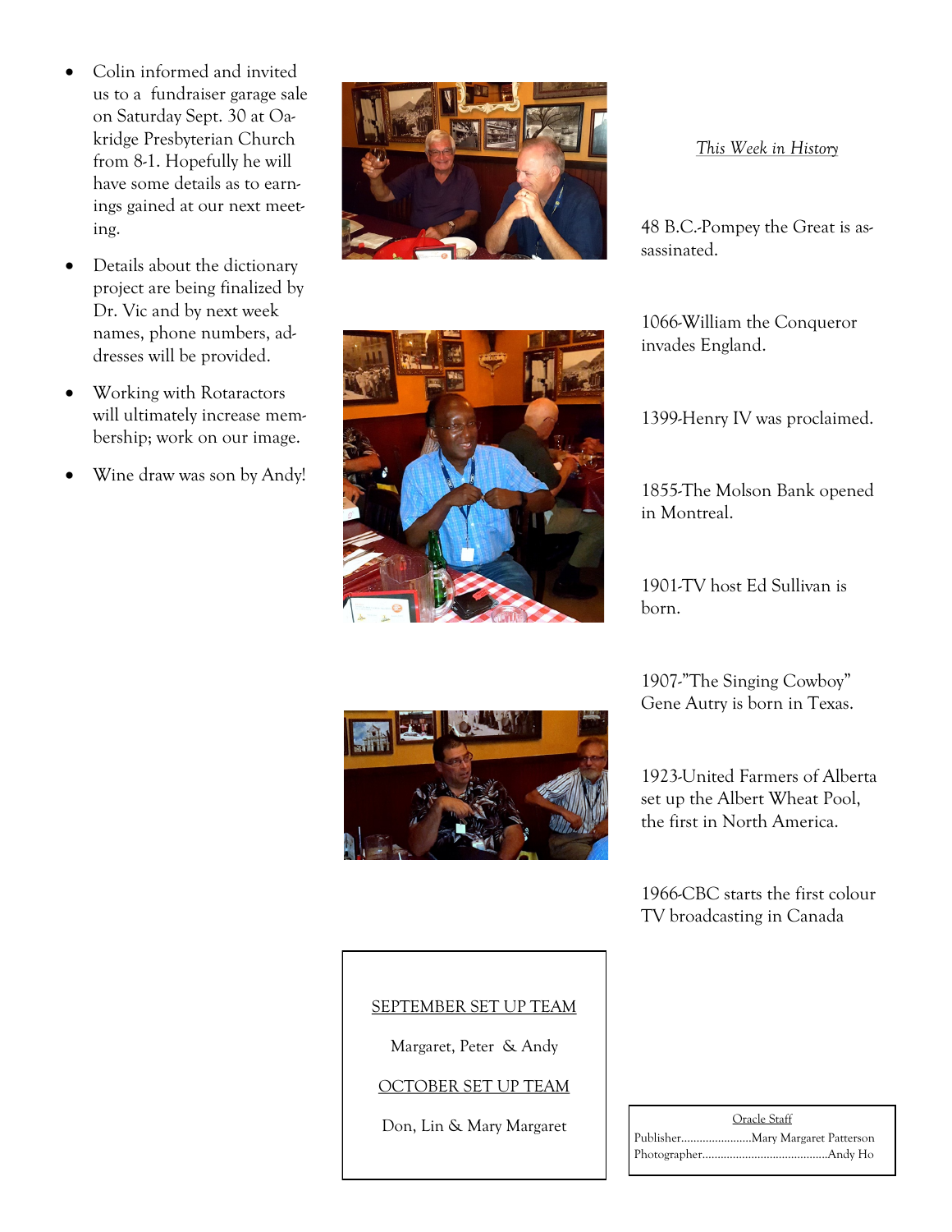- Colin informed and invited us to a fundraiser garage sale on Saturday Sept. 30 at Oakridge Presbyterian Church from 8-1. Hopefully he will have some details as to earnings gained at our next meeting.
- Details about the dictionary project are being finalized by Dr. Vic and by next week names, phone numbers, addresses will be provided.
- Working with Rotaractors will ultimately increase membership; work on our image.
- Wine draw was son by Andy!

*This Week in History*

48 B.C.-Pompey the Great is assassinated.

1066-William the Conqueror invades England.

1399-Henry IV was proclaimed.

1855-The Molson Bank opened in Montreal.

1901-TV host Ed Sullivan is born.

1907-"The Singing Cowboy" Gene Autry is born in Texas.

1923-United Farmers of Alberta set up the Albert Wheat Pool, the first in North America.

1966-CBC starts the first colour TV broadcasting in Canada

SEPTEMBER SET UP TEAM

Margaret, Peter & Andy

OCTOBER SET UP TEAM

Don, Lin & Mary Margaret

Oracle Staff

Publisher.......................Mary Margaret Patterson

Photographer.........................................Andy Ho